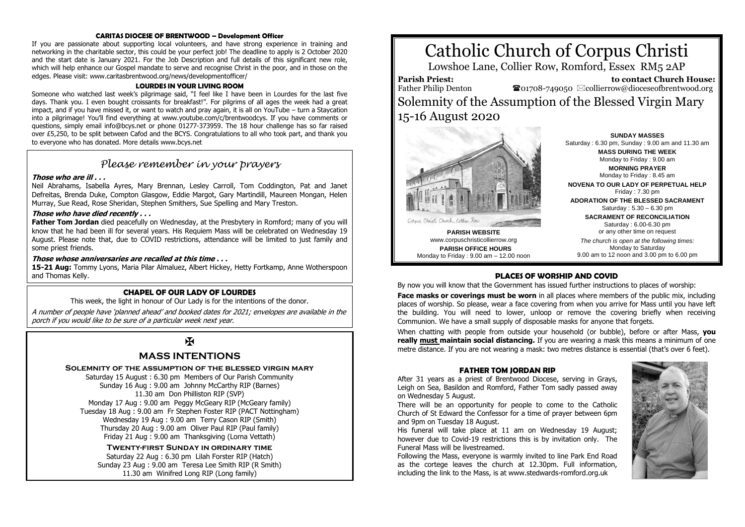#### CARITAS DIOCESE OF BRENTWOOD – Development Officer

If you are passionate about supporting local volunteers, and have strong experience in training and networking in the charitable sector, this could be your perfect job! The deadline to apply is 2 October 2020 and the start date is January 2021. For the Job Description and full details of this significant new role, which will help enhance our Gospel mandate to serve and recognise Christ in the poor, and in those on the edges. Please visit: www.caritasbrentwood.org/news/developmentofficer/

#### LOURDES IN YOUR LIVING ROOM

Someone who watched last week's pilgrimage said, "I feel like I have been in Lourdes for the last five days. Thank you. I even bought croissants for breakfast!". For pilgrims of all ages the week had a great impact, and if you have missed it, or want to watch and pray again, it is all on YouTube – turn a Staycation into a pilgrimage! You'll find everything at www.youtube.com/c/brentwoodcys. If you have comments or questions, simply email info@bcys.net or phone 01277-373959. The 18 hour challenge has so far raised over £5,250, to be split between Cafod and the BCYS. Congratulations to all who took part, and thank you to everyone who has donated. More details www.bcys.net

## *Please remember in your prayers*

***Those who are ill . . .***

Neil Abrahams, Isabella Ayres, Mary Brennan, Lesley Carroll, Tom Coddington, Pat and Janet Defreitas, Brenda Duke, Compton Glasgow, Eddie Margot, Gary Martindill, Maureen Mongan, Helen Murray, Sue Read, Rose Sheridan, Stephen Smithers, Sue Spelling and Mary Treston.

***Those who have died recently . . .***

**Father Tom Jordan** died peacefully on Wednesday, at the Presbytery in Romford; many of you will know that he had been ill for several years. His Requiem Mass will be celebrated on Wednesday 19 August. Please note that, due to COVID restrictions, attendance will be limited to just family and some priest friends.

***Those whose anniversaries are recalled at this time . . .***

**15-21 Aug:** Tommy Lyons, Maria Pilar Almaluez, Albert Hickey, Hetty Fortkamp, Anne Wotherspoon and Thomas Kelly.

#### CHAPEL OF OUR LADY OF LOURDES

This week, the light in honour of Our Lady is for the intentions of the donor.

*A number of people have 'planned ahead' and booked dates for 2021; envelopes are available in the porch if you would like to be sure of a particular week next year.*

✠

## MASS INTENTIONS

**Solemnity of the Assumption of the Blessed Virgin Mary**

Saturday 15 August : 6.30 pm Members of Our Parish Community
Sunday 16 Aug : 9.00 am Johnny McCarthy RIP (Barnes)
11.30 am Don Philliston RIP (SVP)
Monday 17 Aug : 9.00 am Peggy McGeary RIP (McGeary family)
Tuesday 18 Aug : 9.00 am Fr Stephen Foster RIP (PACT Nottingham)
Wednesday 19 Aug : 9.00 am Terry Cason RIP (Smith)
Thursday 20 Aug : 9.00 am Oliver Paul RIP (Paul family)
Friday 21 Aug : 9.00 am Thanksgiving (Lorna Vettath)

**Twenty-first Sunday in ordinary time**

Saturday 22 Aug : 6.30 pm Lilah Forster RIP (Hatch)
Sunday 23 Aug : 9.00 am Teresa Lee Smith RIP (R Smith)
11.30 am Winifred Long RIP (Long family)

# Catholic Church of Corpus Christi

Lowshoe Lane, Collier Row, Romford, Essex RM5 2AP

**Parish Priest:** Father Philip Denton
**to contact Church House:** ☎01708-749050 ✉collierrow@dioceseofbrentwood.org

## Solemnity of the Assumption of the Blessed Virgin Mary 15-16 August 2020

Corpus Christi Church, Collier Row

**PARISH WEBSITE**
www.corpuschristicollierrow.org

**PARISH OFFICE HOURS**
Monday to Friday : 9.00 am – 12.00 noon

**SUNDAY MASSES**
Saturday : 6.30 pm, Sunday : 9.00 am and 11.30 am

**MASS DURING THE WEEK**
Monday to Friday : 9.00 am

**MORNING PRAYER**
Monday to Friday : 8.45 am

**NOVENA TO OUR LADY OF PERPETUAL HELP**
Friday : 7.30 pm

**ADORATION OF THE BLESSED SACRAMENT**
Saturday : 5.30 – 6.30 pm

**SACRAMENT OF RECONCILIATION**
Saturday : 6.00-6.30 pm
or any other time on request

*The church is open at the following times:*
Monday to Saturday
9.00 am to 12 noon and 3.00 pm to 6.00 pm

#### PLACES OF WORSHIP AND COVID

By now you will know that the Government has issued further instructions to places of worship:

**Face masks or coverings must be worn** in all places where members of the public mix, including places of worship. So please, wear a face covering from when you arrive for Mass until you have left the building. You will need to lower, unloop or remove the covering briefly when receiving Communion. We have a small supply of disposable masks for anyone that forgets.

When chatting with people from outside your household (or bubble), before or after Mass, **you really must maintain social distancing.** If you are wearing a mask this means a minimum of one metre distance. If you are not wearing a mask: two metres distance is essential (that's over 6 feet).

#### FATHER TOM JORDAN RIP

After 31 years as a priest of Brentwood Diocese, serving in Grays, Leigh on Sea, Basildon and Romford, Father Tom sadly passed away on Wednesday 5 August.

There will be an opportunity for people to come to the Catholic Church of St Edward the Confessor for a time of prayer between 6pm and 9pm on Tuesday 18 August.

His funeral will take place at 11 am on Wednesday 19 August; however due to Covid-19 restrictions this is by invitation only. The Funeral Mass will be livestreamed.

Following the Mass, everyone is warmly invited to line Park End Road as the cortege leaves the church at 12.30pm. Full information, including the link to the Mass, is at www.stedwards-romford.org.uk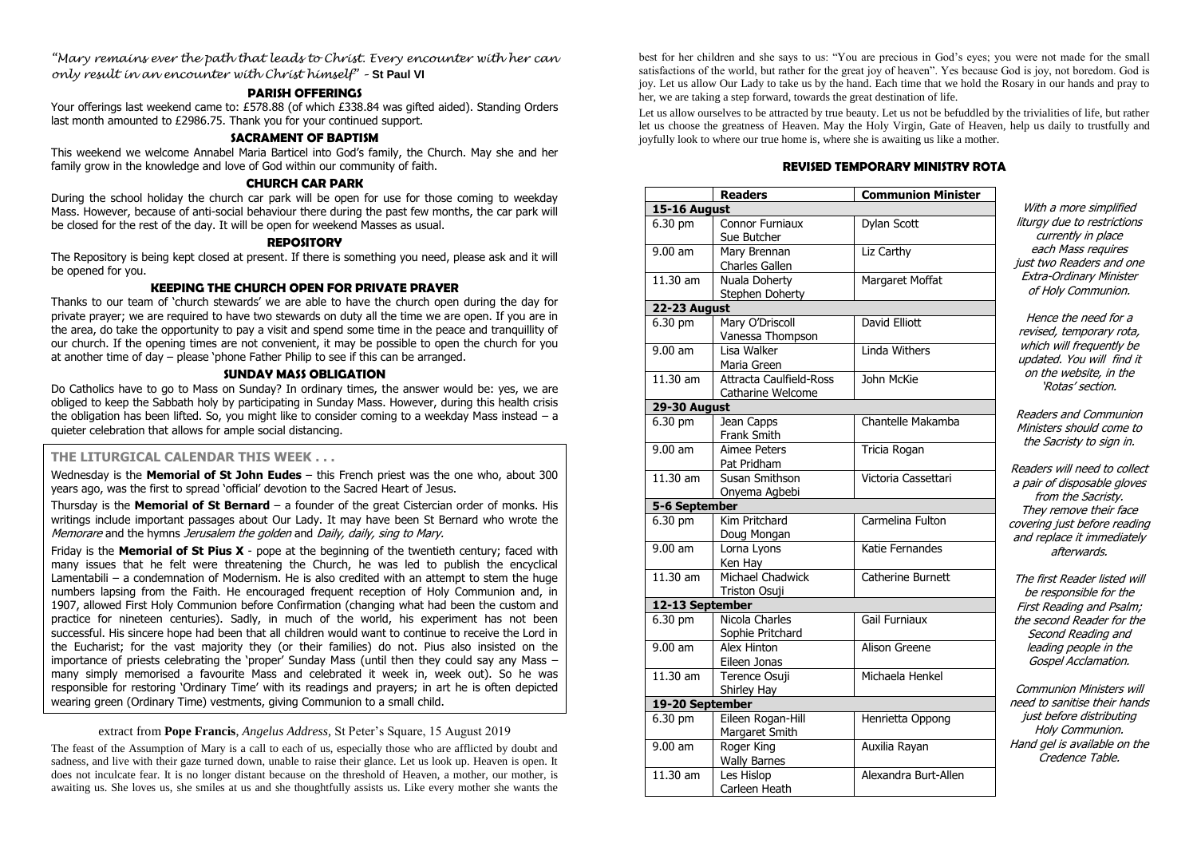*"Mary remains ever the path that leads to Christ. Every encounter with her can only result in an encounter with Christ himself"* - **St Paul VI**

### PARISH OFFERINGS

Your offerings last weekend came to: £578.88 (of which £338.84 was gifted aided). Standing Orders last month amounted to £2986.75. Thank you for your continued support.

### SACRAMENT OF BAPTISM

This weekend we welcome Annabel Maria Barticel into God's family, the Church. May she and her family grow in the knowledge and love of God within our community of faith.

### CHURCH CAR PARK

During the school holiday the church car park will be open for use for those coming to weekday Mass. However, because of anti-social behaviour there during the past few months, the car park will be closed for the rest of the day. It will be open for weekend Masses as usual.

### REPOSITORY

The Repository is being kept closed at present. If there is something you need, please ask and it will be opened for you.

### KEEPING THE CHURCH OPEN FOR PRIVATE PRAYER

Thanks to our team of 'church stewards' we are able to have the church open during the day for private prayer; we are required to have two stewards on duty all the time we are open. If you are in the area, do take the opportunity to pay a visit and spend some time in the peace and tranquillity of our church. If the opening times are not convenient, it may be possible to open the church for you at another time of day – please 'phone Father Philip to see if this can be arranged.

### SUNDAY MASS OBLIGATION

Do Catholics have to go to Mass on Sunday? In ordinary times, the answer would be: yes, we are obliged to keep the Sabbath holy by participating in Sunday Mass. However, during this health crisis the obligation has been lifted. So, you might like to consider coming to a weekday Mass instead – a quieter celebration that allows for ample social distancing.

### THE LITURGICAL CALENDAR THIS WEEK . . .

Wednesday is the **Memorial of St John Eudes** – this French priest was the one who, about 300 years ago, was the first to spread 'official' devotion to the Sacred Heart of Jesus.

Thursday is the **Memorial of St Bernard** – a founder of the great Cistercian order of monks. His writings include important passages about Our Lady. It may have been St Bernard who wrote the *Memorare* and the hymns *Jerusalem the golden* and *Daily, daily, sing to Mary.*

Friday is the **Memorial of St Pius X** - pope at the beginning of the twentieth century; faced with many issues that he felt were threatening the Church, he was led to publish the encyclical Lamentabili – a condemnation of Modernism. He is also credited with an attempt to stem the huge numbers lapsing from the Faith. He encouraged frequent reception of Holy Communion and, in 1907, allowed First Holy Communion before Confirmation (changing what had been the custom and practice for nineteen centuries). Sadly, in much of the world, his experiment has not been successful. His sincere hope had been that all children would want to continue to receive the Lord in the Eucharist; for the vast majority they (or their families) do not. Pius also insisted on the importance of priests celebrating the 'proper' Sunday Mass (until then they could say any Mass – many simply memorised a favourite Mass and celebrated it week in, week out). So he was responsible for restoring 'Ordinary Time' with its readings and prayers; in art he is often depicted wearing green (Ordinary Time) vestments, giving Communion to a small child.

extract from **Pope Francis**, *Angelus Address*, St Peter's Square, 15 August 2019

The feast of the Assumption of Mary is a call to each of us, especially those who are afflicted by doubt and sadness, and live with their gaze turned down, unable to raise their glance. Let us look up. Heaven is open. It does not inculcate fear. It is no longer distant because on the threshold of Heaven, a mother, our mother, is awaiting us. She loves us, she smiles at us and she thoughtfully assists us. Like every mother she wants the best for her children and she says to us: "You are precious in God's eyes; you were not made for the small satisfactions of the world, but rather for the great joy of heaven". Yes because God is joy, not boredom. God is joy. Let us allow Our Lady to take us by the hand. Each time that we hold the Rosary in our hands and pray to her, we are taking a step forward, towards the great destination of life.

Let us allow ourselves to be attracted by true beauty. Let us not be befuddled by the trivialities of life, but rather let us choose the greatness of Heaven. May the Holy Virgin, Gate of Heaven, help us daily to trustfully and joyfully look to where our true home is, where she is awaiting us like a mother.

### REVISED TEMPORARY MINISTRY ROTA

| | Readers | Communion Minister |
|---|---|---|
| **15-16 August** | | |
| 6.30 pm | Connor Furniaux<br>Sue Butcher | Dylan Scott |
| 9.00 am | Mary Brennan<br>Charles Gallen | Liz Carthy |
| 11.30 am | Nuala Doherty<br>Stephen Doherty | Margaret Moffat |
| **22-23 August** | | |
| 6.30 pm | Mary O'Driscoll<br>Vanessa Thompson | David Elliott |
| 9.00 am | Lisa Walker<br>Maria Green | Linda Withers |
| 11.30 am | Attracta Caulfield-Ross<br>Catharine Welcome | John McKie |
| **29-30 August** | | |
| 6.30 pm | Jean Capps<br>Frank Smith | Chantelle Makamba |
| 9.00 am | Aimee Peters<br>Pat Pridham | Tricia Rogan |
| 11.30 am | Susan Smithson<br>Onyema Agbebi | Victoria Cassettari |
| **5-6 September** | | |
| 6.30 pm | Kim Pritchard<br>Doug Mongan | Carmelina Fulton |
| 9.00 am | Lorna Lyons<br>Ken Hay | Katie Fernandes |
| 11.30 am | Michael Chadwick<br>Triston Osuji | Catherine Burnett |
| **12-13 September** | | |
| 6.30 pm | Nicola Charles<br>Sophie Pritchard | Gail Furniaux |
| 9.00 am | Alex Hinton<br>Eileen Jonas | Alison Greene |
| 11.30 am | Terence Osuji<br>Shirley Hay | Michaela Henkel |
| **19-20 September** | | |
| 6.30 pm | Eileen Rogan-Hill<br>Margaret Smith | Henrietta Oppong |
| 9.00 am | Roger King<br>Wally Barnes | Auxilia Rayan |
| 11.30 am | Les Hislop<br>Carleen Heath | Alexandra Burt-Allen |

*With a more simplified liturgy due to restrictions currently in place each Mass requires just two Readers and one Extra-Ordinary Minister of Holy Communion.*

*Hence the need for a revised, temporary rota, which will frequently be updated. You will find it on the website, in the 'Rotas' section.*

*Readers and Communion Ministers should come to the Sacristy to sign in.*

*Readers will need to collect a pair of disposable gloves from the Sacristy. They remove their face covering just before reading and replace it immediately afterwards.*

*The first Reader listed will be responsible for the First Reading and Psalm; the second Reader for the Second Reading and leading people in the Gospel Acclamation.*

*Communion Ministers will need to sanitise their hands just before distributing Holy Communion. Hand gel is available on the Credence Table.*